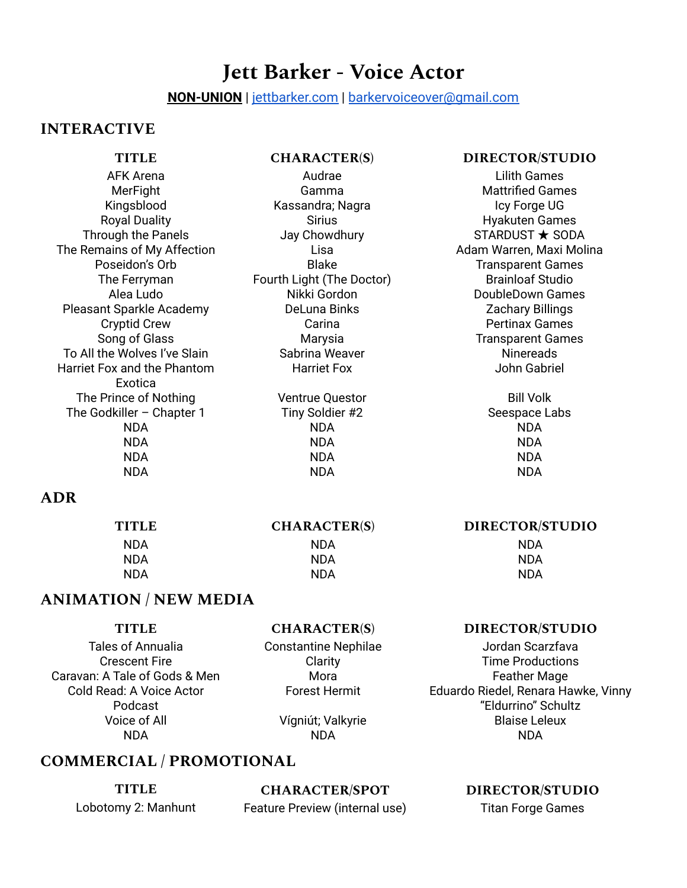# Jett Barker - Voice Actor

**NON-UNION** | jettbarker.com | barkervoiceover@gmail.com

## INTERACTIVE

| TITLE | CHARACTER(S) | DIRECTOR/STUDIO |
|---|---|---|
| AFK Arena | Audrae | Lilith Games |
| MerFight | Gamma | Mattrified Games |
| Kingsblood | Kassandra; Nagra | Icy Forge UG |
| Royal Duality | Sirius | Hyakuten Games |
| Through the Panels | Jay Chowdhury | STARDUST ★ SODA |
| The Remains of My Affection | Lisa | Adam Warren, Maxi Molina |
| Poseidon's Orb | Blake | Transparent Games |
| The Ferryman | Fourth Light (The Doctor) | Brainloaf Studio |
| Alea Ludo | Nikki Gordon | DoubleDown Games |
| Pleasant Sparkle Academy | DeLuna Binks | Zachary Billings |
| Cryptid Crew | Carina | Pertinax Games |
| Song of Glass | Marysia | Transparent Games |
| To All the Wolves I've Slain | Sabrina Weaver | Ninereads |
| Harriet Fox and the Phantom Exotica | Harriet Fox | John Gabriel |
| The Prince of Nothing | Ventrue Questor | Bill Volk |
| The Godkiller – Chapter 1 | Tiny Soldier #2 | Seespace Labs |
| NDA | NDA | NDA |
| NDA | NDA | NDA |
| NDA | NDA | NDA |
| NDA | NDA | NDA |

## ADR

| TITLE | CHARACTER(S) | DIRECTOR/STUDIO |
|---|---|---|
| NDA | NDA | NDA |
| NDA | NDA | NDA |
| NDA | NDA | NDA |

## ANIMATION / NEW MEDIA

| TITLE | CHARACTER(S) | DIRECTOR/STUDIO |
|---|---|---|
| Tales of Annualia | Constantine Nephilae | Jordan Scarzfava |
| Crescent Fire | Clarity | Time Productions |
| Caravan: A Tale of Gods & Men | Mora | Feather Mage |
| Cold Read: A Voice Actor Podcast | Forest Hermit | Eduardo Riedel, Renara Hawke, Vinny "Eldurrino" Schultz |
| Voice of All | Vígniút; Valkyrie | Blaise Leleux |
| NDA | NDA | NDA |

## COMMERCIAL / PROMOTIONAL

| TITLE | CHARACTER/SPOT | DIRECTOR/STUDIO |
|---|---|---|
| Lobotomy 2: Manhunt | Feature Preview (internal use) | Titan Forge Games |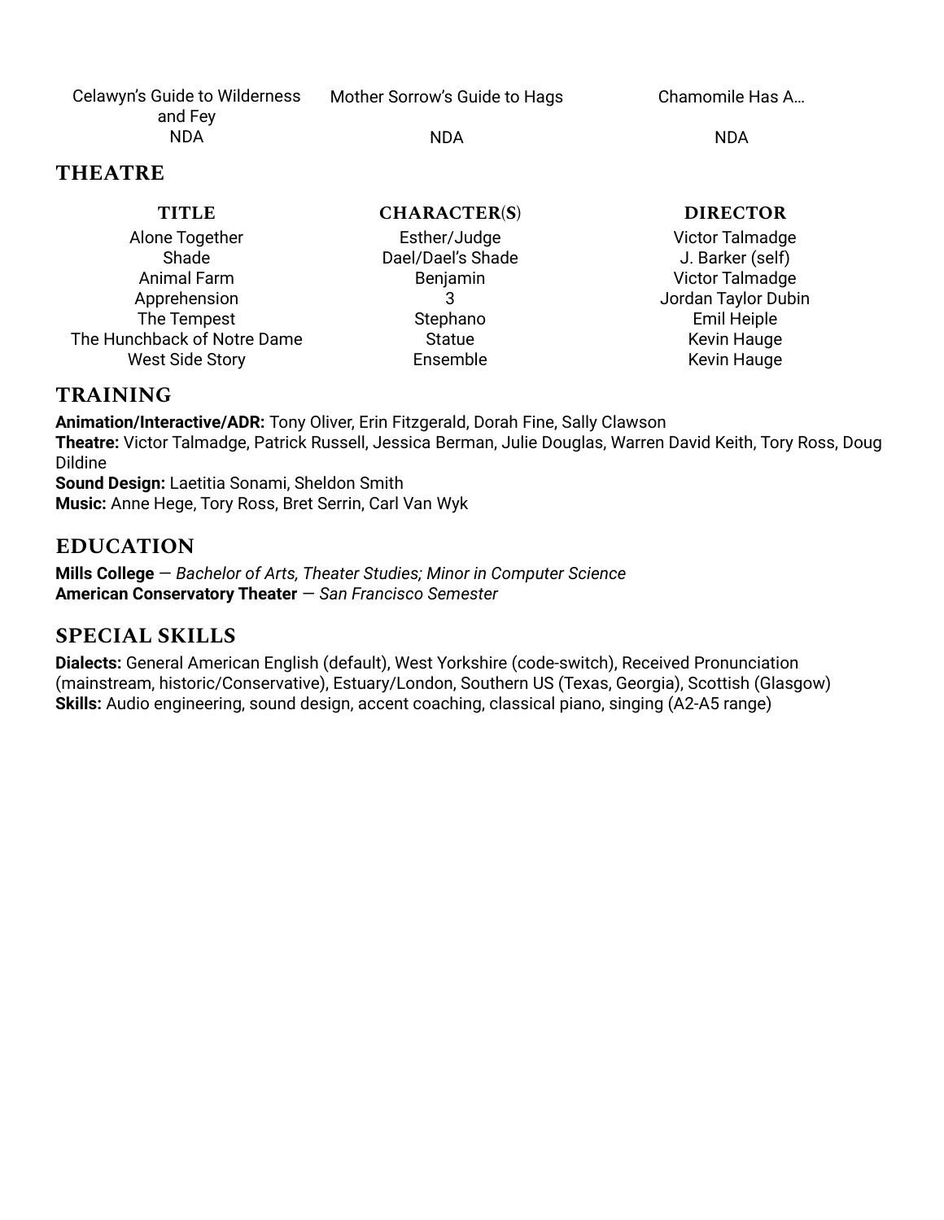| | | |
|---|---|---|
| Celawyn's Guide to Wilderness and Fey | Mother Sorrow's Guide to Hags | Chamomile Has A… |
| NDA | NDA | NDA |

## THEATRE

| TITLE | CHARACTER(S) | DIRECTOR |
|---|---|---|
| Alone Together | Esther/Judge | Victor Talmadge |
| Shade | Dael/Dael's Shade | J. Barker (self) |
| Animal Farm | Benjamin | Victor Talmadge |
| Apprehension | 3 | Jordan Taylor Dubin |
| The Tempest | Stephano | Emil Heiple |
| The Hunchback of Notre Dame | Statue | Kevin Hauge |
| West Side Story | Ensemble | Kevin Hauge |

## TRAINING

**Animation/Interactive/ADR:** Tony Oliver, Erin Fitzgerald, Dorah Fine, Sally Clawson
**Theatre:** Victor Talmadge, Patrick Russell, Jessica Berman, Julie Douglas, Warren David Keith, Tory Ross, Doug Dildine
**Sound Design:** Laetitia Sonami, Sheldon Smith
**Music:** Anne Hege, Tory Ross, Bret Serrin, Carl Van Wyk

## EDUCATION

**Mills College** — *Bachelor of Arts, Theater Studies; Minor in Computer Science*
**American Conservatory Theater** — *San Francisco Semester*

## SPECIAL SKILLS

**Dialects:** General American English (default), West Yorkshire (code-switch), Received Pronunciation (mainstream, historic/Conservative), Estuary/London, Southern US (Texas, Georgia), Scottish (Glasgow)
**Skills:** Audio engineering, sound design, accent coaching, classical piano, singing (A2-A5 range)